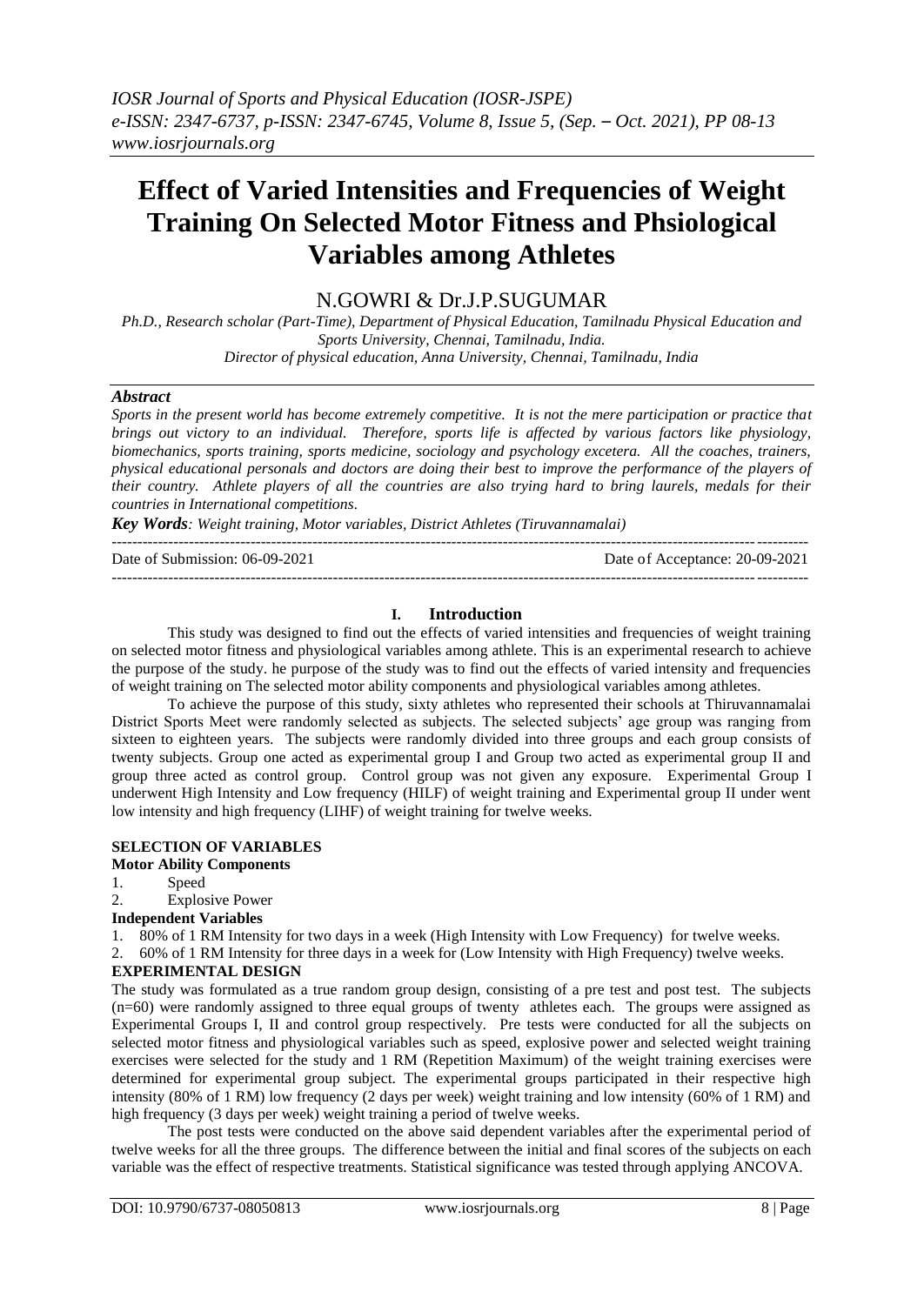# Effect of Varied Intensities and Frequencies of Weight Training On Selected Motor Fitness and Phsiological Variables among Athletes

N.GOWRI & Dr.J.P.SUGUMAR

*Ph.D., Research scholar (Part-Time), Department of Physical Education, Tamilnadu Physical Education and Sports University, Chennai, Tamilnadu, India.*
*Director of physical education, Anna University, Chennai, Tamilnadu, India*

### *Abstract*

*Sports in the present world has become extremely competitive. It is not the mere participation or practice that brings out victory to an individual. Therefore, sports life is affected by various factors like physiology, biomechanics, sports training, sports medicine, sociology and psychology excetera. All the coaches, trainers, physical educational personals and doctors are doing their best to improve the performance of the players of their country. Athlete players of all the countries are also trying hard to bring laurels, medals for their countries in International competitions.*

***Key Words**: Weight training, Motor variables, District Athletes (Tiruvannamalai)*

---

Date of Submission: 06-09-2021 Date of Acceptance: 20-09-2021

---

## I. Introduction

This study was designed to find out the effects of varied intensities and frequencies of weight training on selected motor fitness and physiological variables among athlete. This is an experimental research to achieve the purpose of the study. he purpose of the study was to find out the effects of varied intensity and frequencies of weight training on The selected motor ability components and physiological variables among athletes.

To achieve the purpose of this study, sixty athletes who represented their schools at Thiruvannamalai District Sports Meet were randomly selected as subjects. The selected subjects' age group was ranging from sixteen to eighteen years. The subjects were randomly divided into three groups and each group consists of twenty subjects. Group one acted as experimental group I and Group two acted as experimental group II and group three acted as control group. Control group was not given any exposure. Experimental Group I underwent High Intensity and Low frequency (HILF) of weight training and Experimental group II under went low intensity and high frequency (LIHF) of weight training for twelve weeks.

### SELECTION OF VARIABLES

**Motor Ability Components**

1. Speed
2. Explosive Power

**Independent Variables**

1. 80% of 1 RM Intensity for two days in a week (High Intensity with Low Frequency) for twelve weeks.
2. 60% of 1 RM Intensity for three days in a week for (Low Intensity with High Frequency) twelve weeks.

### EXPERIMENTAL DESIGN

The study was formulated as a true random group design, consisting of a pre test and post test. The subjects (n=60) were randomly assigned to three equal groups of twenty athletes each. The groups were assigned as Experimental Groups I, II and control group respectively. Pre tests were conducted for all the subjects on selected motor fitness and physiological variables such as speed, explosive power and selected weight training exercises were selected for the study and 1 RM (Repetition Maximum) of the weight training exercises were determined for experimental group subject. The experimental groups participated in their respective high intensity (80% of 1 RM) low frequency (2 days per week) weight training and low intensity (60% of 1 RM) and high frequency (3 days per week) weight training a period of twelve weeks.

The post tests were conducted on the above said dependent variables after the experimental period of twelve weeks for all the three groups. The difference between the initial and final scores of the subjects on each variable was the effect of respective treatments. Statistical significance was tested through applying ANCOVA.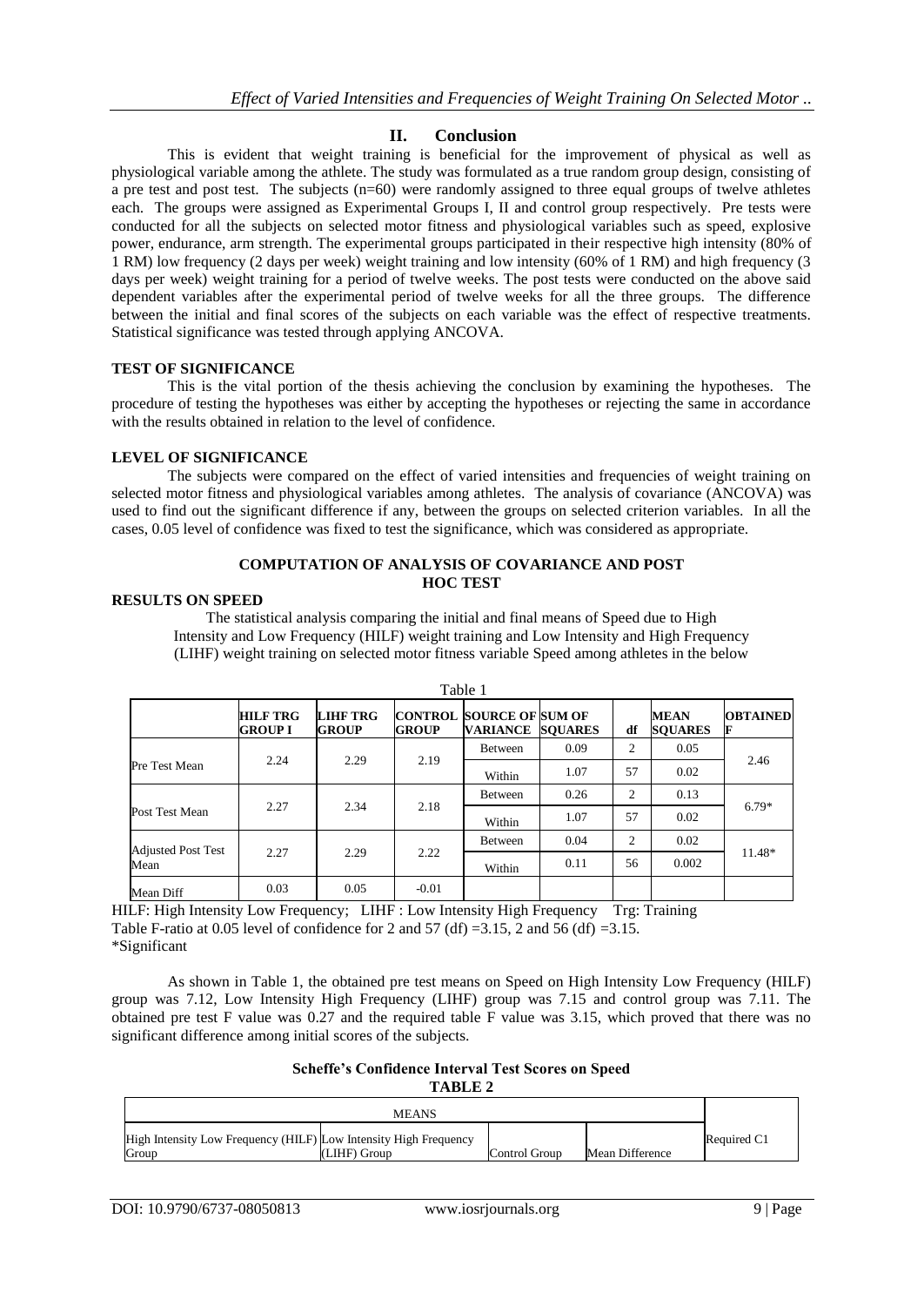## II. Conclusion

This is evident that weight training is beneficial for the improvement of physical as well as physiological variable among the athlete. The study was formulated as a true random group design, consisting of a pre test and post test. The subjects (n=60) were randomly assigned to three equal groups of twelve athletes each. The groups were assigned as Experimental Groups I, II and control group respectively. Pre tests were conducted for all the subjects on selected motor fitness and physiological variables such as speed, explosive power, endurance, arm strength. The experimental groups participated in their respective high intensity (80% of 1 RM) low frequency (2 days per week) weight training and low intensity (60% of 1 RM) and high frequency (3 days per week) weight training for a period of twelve weeks. The post tests were conducted on the above said dependent variables after the experimental period of twelve weeks for all the three groups. The difference between the initial and final scores of the subjects on each variable was the effect of respective treatments. Statistical significance was tested through applying ANCOVA.

**TEST OF SIGNIFICANCE**

This is the vital portion of the thesis achieving the conclusion by examining the hypotheses. The procedure of testing the hypotheses was either by accepting the hypotheses or rejecting the same in accordance with the results obtained in relation to the level of confidence.

**LEVEL OF SIGNIFICANCE**

The subjects were compared on the effect of varied intensities and frequencies of weight training on selected motor fitness and physiological variables among athletes. The analysis of covariance (ANCOVA) was used to find out the significant difference if any, between the groups on selected criterion variables. In all the cases, 0.05 level of confidence was fixed to test the significance, which was considered as appropriate.

**COMPUTATION OF ANALYSIS OF COVARIANCE AND POST HOC TEST**

**RESULTS ON SPEED**

The statistical analysis comparing the initial and final means of Speed due to High Intensity and Low Frequency (HILF) weight training and Low Intensity and High Frequency (LIHF) weight training on selected motor fitness variable Speed among athletes in the below

Table 1

| | HILF TRG GROUP I | LIHF TRG GROUP | CONTROL GROUP | SOURCE OF VARIANCE | SUM OF SQUARES | df | MEAN SQUARES | OBTAINED F |
|---|---|---|---|---|---|---|---|---|
| Pre Test Mean | 2.24 | 2.29 | 2.19 | Between | 0.09 | 2 | 0.05 | 2.46 |
| | | | | Within | 1.07 | 57 | 0.02 | |
| Post Test Mean | 2.27 | 2.34 | 2.18 | Between | 0.26 | 2 | 0.13 | 6.79* |
| | | | | Within | 1.07 | 57 | 0.02 | |
| Adjusted Post Test Mean | 2.27 | 2.29 | 2.22 | Between | 0.04 | 2 | 0.02 | 11.48* |
| | | | | Within | 0.11 | 56 | 0.002 | |
| Mean Diff | 0.03 | 0.05 | -0.01 | | | | | |

HILF: High Intensity Low Frequency; LIHF : Low Intensity High Frequency Trg: Training
Table F-ratio at 0.05 level of confidence for 2 and 57 (df) =3.15, 2 and 56 (df) =3.15.
*Significant

As shown in Table 1, the obtained pre test means on Speed on High Intensity Low Frequency (HILF) group was 7.12, Low Intensity High Frequency (LIHF) group was 7.15 and control group was 7.11. The obtained pre test F value was 0.27 and the required table F value was 3.15, which proved that there was no significant difference among initial scores of the subjects.

**Scheffe's Confidence Interval Test Scores on Speed**

**TABLE 2**

| MEANS | | | | |
|---|---|---|---|---|
| High Intensity Low Frequency (HILF) Group | Low Intensity High Frequency (LIHF) Group | Control Group | Mean Difference | Required C1 |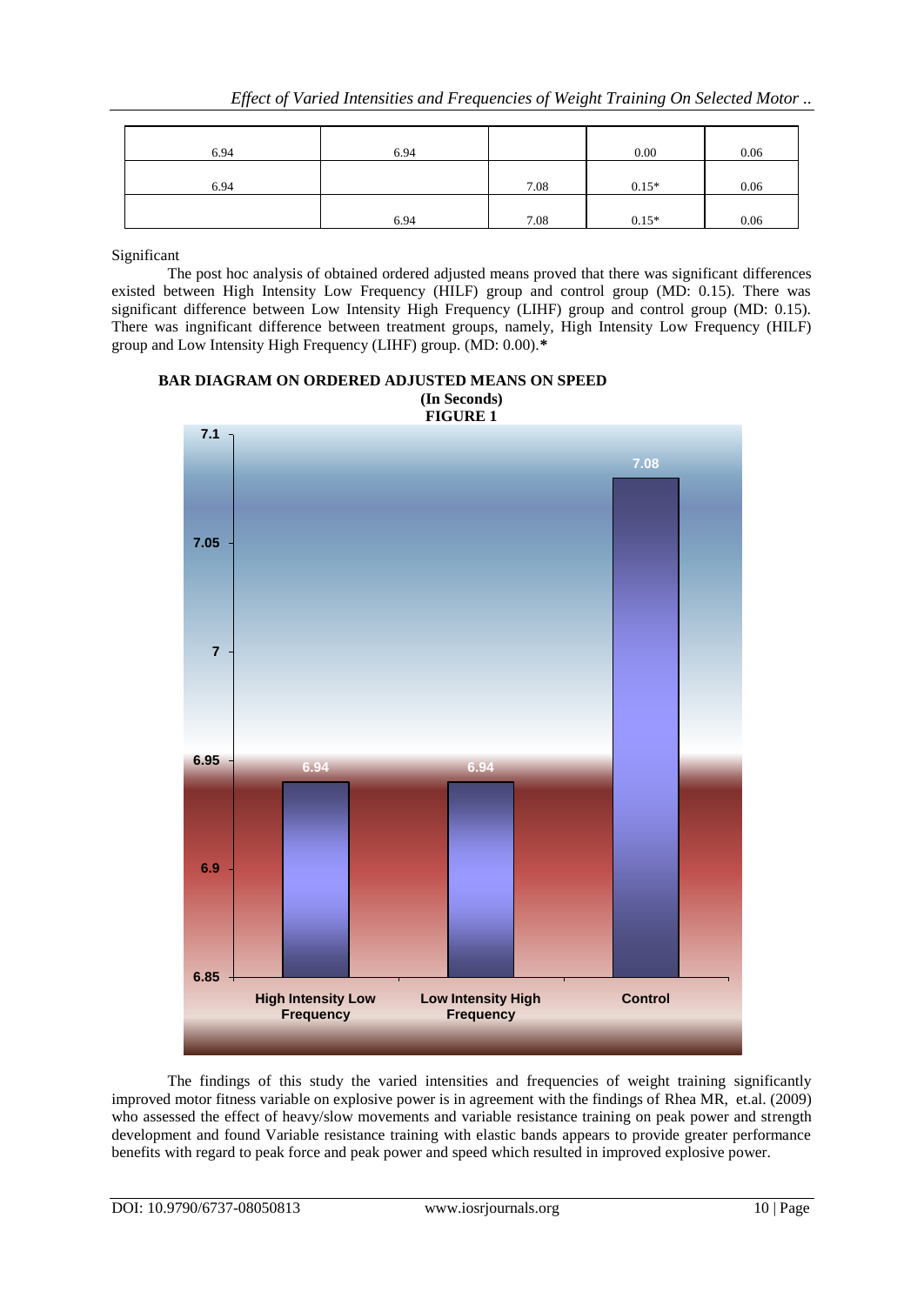| | | | | |
|---|---|---|---|---|
| 6.94 | 6.94 | | 0.00 | 0.06 |
| 6.94 | | 7.08 | 0.15* | 0.06 |
| | 6.94 | 7.08 | 0.15* | 0.06 |

Significant

The post hoc analysis of obtained ordered adjusted means proved that there was significant differences existed between High Intensity Low Frequency (HILF) group and control group (MD: 0.15). There was significant difference between Low Intensity High Frequency (LIHF) group and control group (MD: 0.15). There was ingnificant difference between treatment groups, namely, High Intensity Low Frequency (HILF) group and Low Intensity High Frequency (LIHF) group. (MD: 0.00).**\***

**BAR DIAGRAM ON ORDERED ADJUSTED MEANS ON SPEED**
**(In Seconds)**
**FIGURE 1**

| Group | Adjusted Mean |
|---|---|
| High Intensity Low Frequency | 6.94 |
| Low Intensity High Frequency | 6.94 |
| Control | 7.08 |

The findings of this study the varied intensities and frequencies of weight training significantly improved motor fitness variable on explosive power is in agreement with the findings of Rhea MR, et.al. (2009) who assessed the effect of heavy/slow movements and variable resistance training on peak power and strength development and found Variable resistance training with elastic bands appears to provide greater performance benefits with regard to peak force and peak power and speed which resulted in improved explosive power.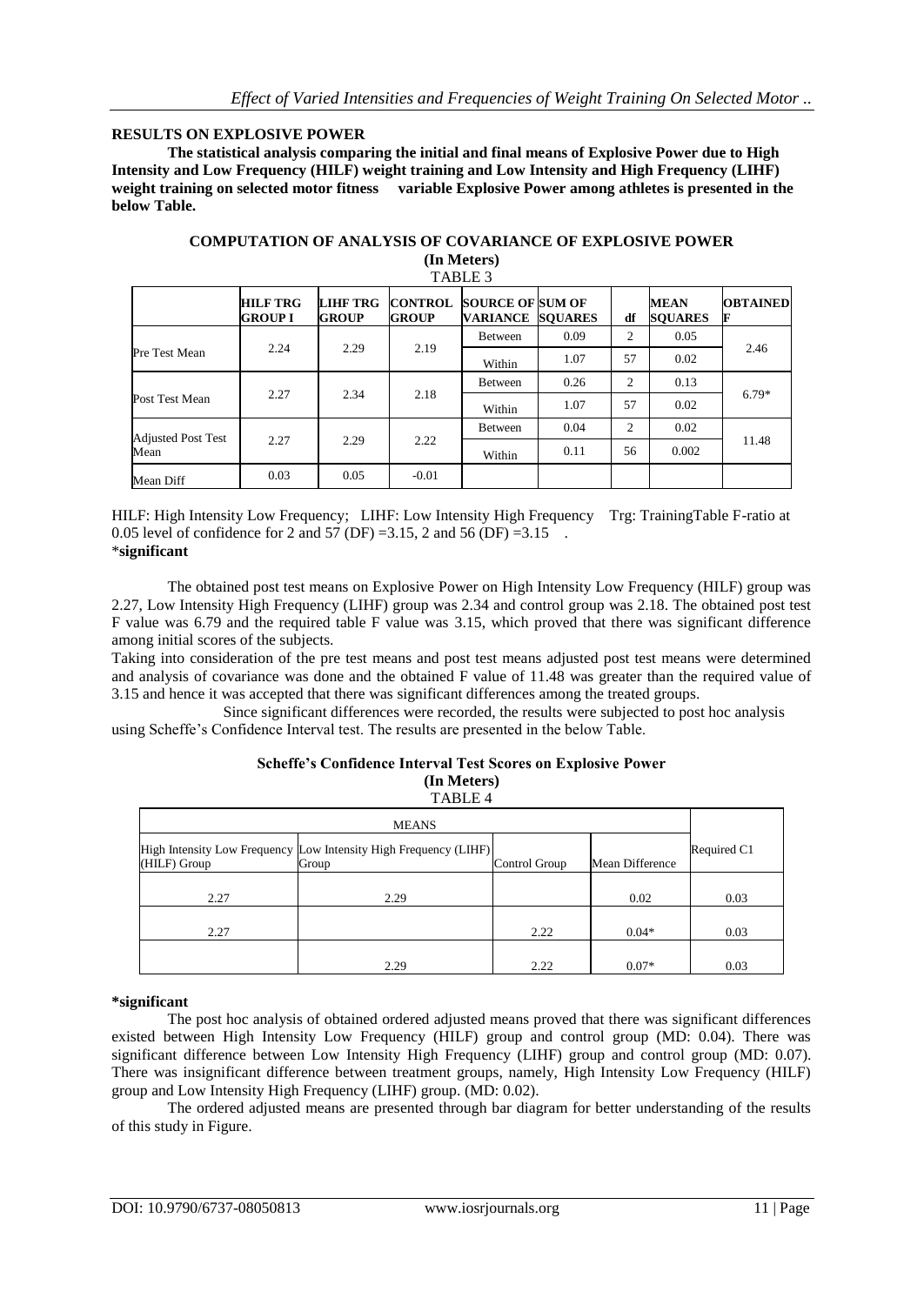### RESULTS ON EXPLOSIVE POWER

**The statistical analysis comparing the initial and final means of Explosive Power due to High Intensity and Low Frequency (HILF) weight training and Low Intensity and High Frequency (LIHF) weight training on selected motor fitness variable Explosive Power among athletes is presented in the below Table.**

**COMPUTATION OF ANALYSIS OF COVARIANCE OF EXPLOSIVE POWER**
**(In Meters)**
TABLE 3

| | HILF TRG GROUP I | LIHF TRG GROUP | CONTROL GROUP | SOURCE OF VARIANCE | SUM OF SQUARES | df | MEAN SQUARES | OBTAINED F |
|---|---|---|---|---|---|---|---|---|
| Pre Test Mean | 2.24 | 2.29 | 2.19 | Between | 0.09 | 2 | 0.05 | 2.46 |
| | | | | Within | 1.07 | 57 | 0.02 | |
| Post Test Mean | 2.27 | 2.34 | 2.18 | Between | 0.26 | 2 | 0.13 | 6.79* |
| | | | | Within | 1.07 | 57 | 0.02 | |
| Adjusted Post Test Mean | 2.27 | 2.29 | 2.22 | Between | 0.04 | 2 | 0.02 | 11.48 |
| | | | | Within | 0.11 | 56 | 0.002 | |
| Mean Diff | 0.03 | 0.05 | -0.01 | | | | | |

HILF: High Intensity Low Frequency; LIHF: Low Intensity High Frequency Trg: TrainingTable F-ratio at 0.05 level of confidence for 2 and 57 (DF) =3.15, 2 and 56 (DF) =3.15 .
***significant**

The obtained post test means on Explosive Power on High Intensity Low Frequency (HILF) group was 2.27, Low Intensity High Frequency (LIHF) group was 2.34 and control group was 2.18. The obtained post test F value was 6.79 and the required table F value was 3.15, which proved that there was significant difference among initial scores of the subjects.

Taking into consideration of the pre test means and post test means adjusted post test means were determined and analysis of covariance was done and the obtained F value of 11.48 was greater than the required value of 3.15 and hence it was accepted that there was significant differences among the treated groups.

Since significant differences were recorded, the results were subjected to post hoc analysis using Scheffe's Confidence Interval test. The results are presented in the below Table.

**Scheffe's Confidence Interval Test Scores on Explosive Power**
**(In Meters)**
TABLE 4

| MEANS | | | | |
|---|---|---|---|---|
| High Intensity Low Frequency (HILF) Group | Low Intensity High Frequency (LIHF) Group | Control Group | Mean Difference | Required C1 |
| 2.27 | 2.29 | | 0.02 | 0.03 |
| 2.27 | | 2.22 | 0.04* | 0.03 |
| | 2.29 | 2.22 | 0.07* | 0.03 |

***significant**

The post hoc analysis of obtained ordered adjusted means proved that there was significant differences existed between High Intensity Low Frequency (HILF) group and control group (MD: 0.04). There was significant difference between Low Intensity High Frequency (LIHF) group and control group (MD: 0.07). There was insignificant difference between treatment groups, namely, High Intensity Low Frequency (HILF) group and Low Intensity High Frequency (LIHF) group. (MD: 0.02).

The ordered adjusted means are presented through bar diagram for better understanding of the results of this study in Figure.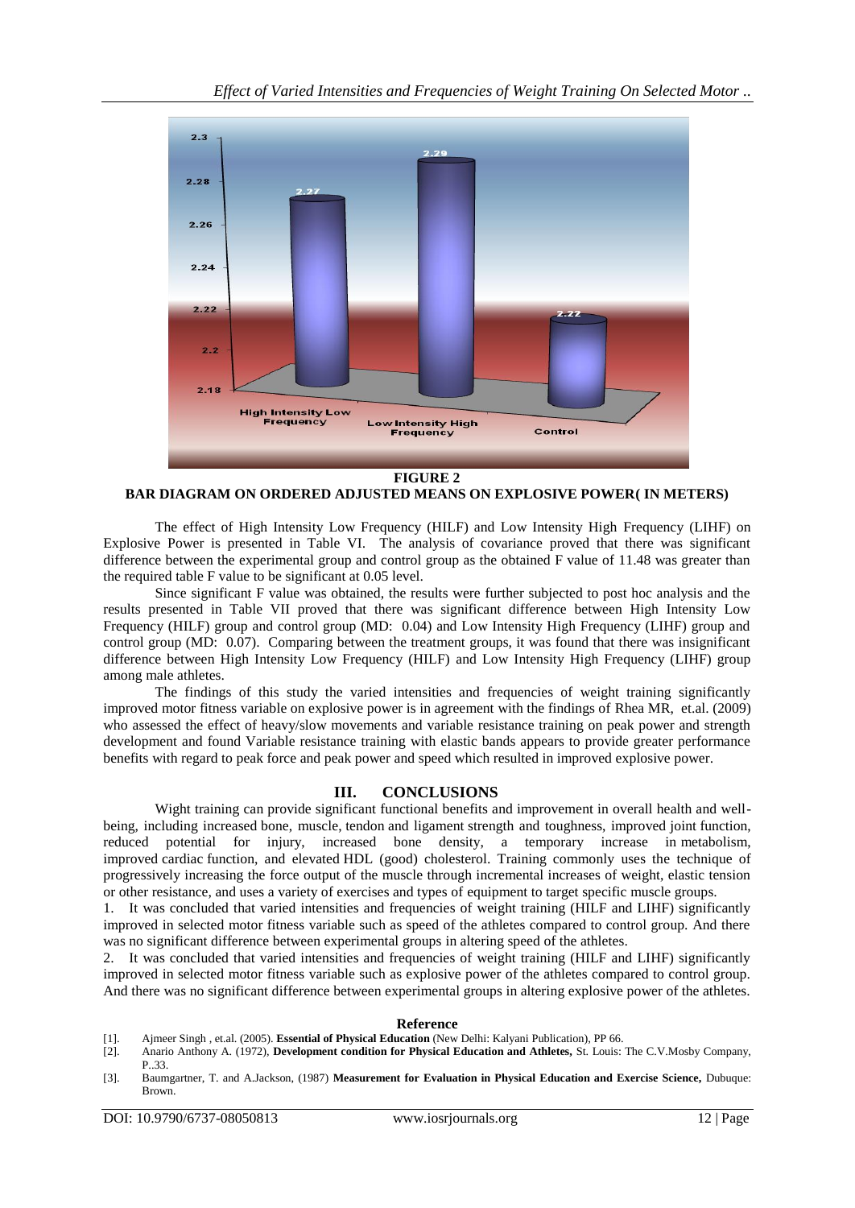**FIGURE 2**
**BAR DIAGRAM ON ORDERED ADJUSTED MEANS ON EXPLOSIVE POWER( IN METERS)**

The effect of High Intensity Low Frequency (HILF) and Low Intensity High Frequency (LIHF) on Explosive Power is presented in Table VI. The analysis of covariance proved that there was significant difference between the experimental group and control group as the obtained F value of 11.48 was greater than the required table F value to be significant at 0.05 level.

Since significant F value was obtained, the results were further subjected to post hoc analysis and the results presented in Table VII proved that there was significant difference between High Intensity Low Frequency (HILF) group and control group (MD: 0.04) and Low Intensity High Frequency (LIHF) group and control group (MD: 0.07). Comparing between the treatment groups, it was found that there was insignificant difference between High Intensity Low Frequency (HILF) and Low Intensity High Frequency (LIHF) group among male athletes.

The findings of this study the varied intensities and frequencies of weight training significantly improved motor fitness variable on explosive power is in agreement with the findings of Rhea MR, et.al. (2009) who assessed the effect of heavy/slow movements and variable resistance training on peak power and strength development and found Variable resistance training with elastic bands appears to provide greater performance benefits with regard to peak force and peak power and speed which resulted in improved explosive power.

## III. CONCLUSIONS

Wight training can provide significant functional benefits and improvement in overall health and well-being, including increased bone, muscle, tendon and ligament strength and toughness, improved joint function, reduced potential for injury, increased bone density, a temporary increase in metabolism, improved cardiac function, and elevated HDL (good) cholesterol. Training commonly uses the technique of progressively increasing the force output of the muscle through incremental increases of weight, elastic tension or other resistance, and uses a variety of exercises and types of equipment to target specific muscle groups.

1. It was concluded that varied intensities and frequencies of weight training (HILF and LIHF) significantly improved in selected motor fitness variable such as speed of the athletes compared to control group. And there was no significant difference between experimental groups in altering speed of the athletes.
2. It was concluded that varied intensities and frequencies of weight training (HILF and LIHF) significantly improved in selected motor fitness variable such as explosive power of the athletes compared to control group. And there was no significant difference between experimental groups in altering explosive power of the athletes.

### Reference

[1]. Ajmeer Singh , et.al. (2005). **Essential of Physical Education** (New Delhi: Kalyani Publication), PP 66.

[2]. Anario Anthony A. (1972), **Development condition for Physical Education and Athletes,** St. Louis: The C.V.Mosby Company, P..33.

[3]. Baumgartner, T. and A.Jackson, (1987) **Measurement for Evaluation in Physical Education and Exercise Science,** Dubuque: Brown.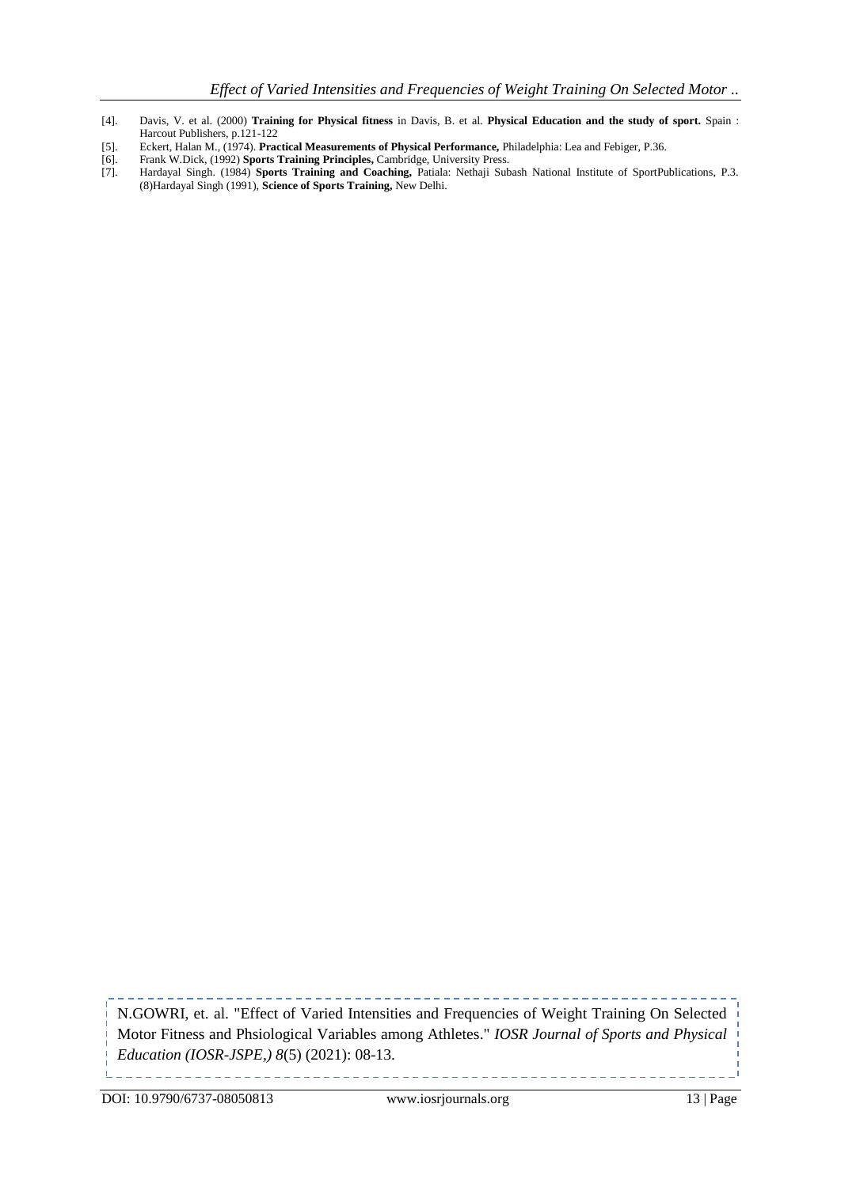[4]. Davis, V. et al. (2000) **Training for Physical fitness** in Davis, B. et al. **Physical Education and the study of sport.** Spain : Harcout Publishers, p.121-122

[5]. Eckert, Halan M., (1974). **Practical Measurements of Physical Performance,** Philadelphia: Lea and Febiger, P.36.

[6]. Frank W.Dick, (1992) **Sports Training Principles,** Cambridge, University Press.

[7]. Hardayal Singh. (1984) **Sports Training and Coaching,** Patiala: Nethaji Subash National Institute of SportPublications, P.3. (8)Hardayal Singh (1991), **Science of Sports Training,** New Delhi.

N.GOWRI, et. al. "Effect of Varied Intensities and Frequencies of Weight Training On Selected Motor Fitness and Phsiological Variables among Athletes." *IOSR Journal of Sports and Physical Education (IOSR-JSPE,) 8*(5) (2021): 08-13.